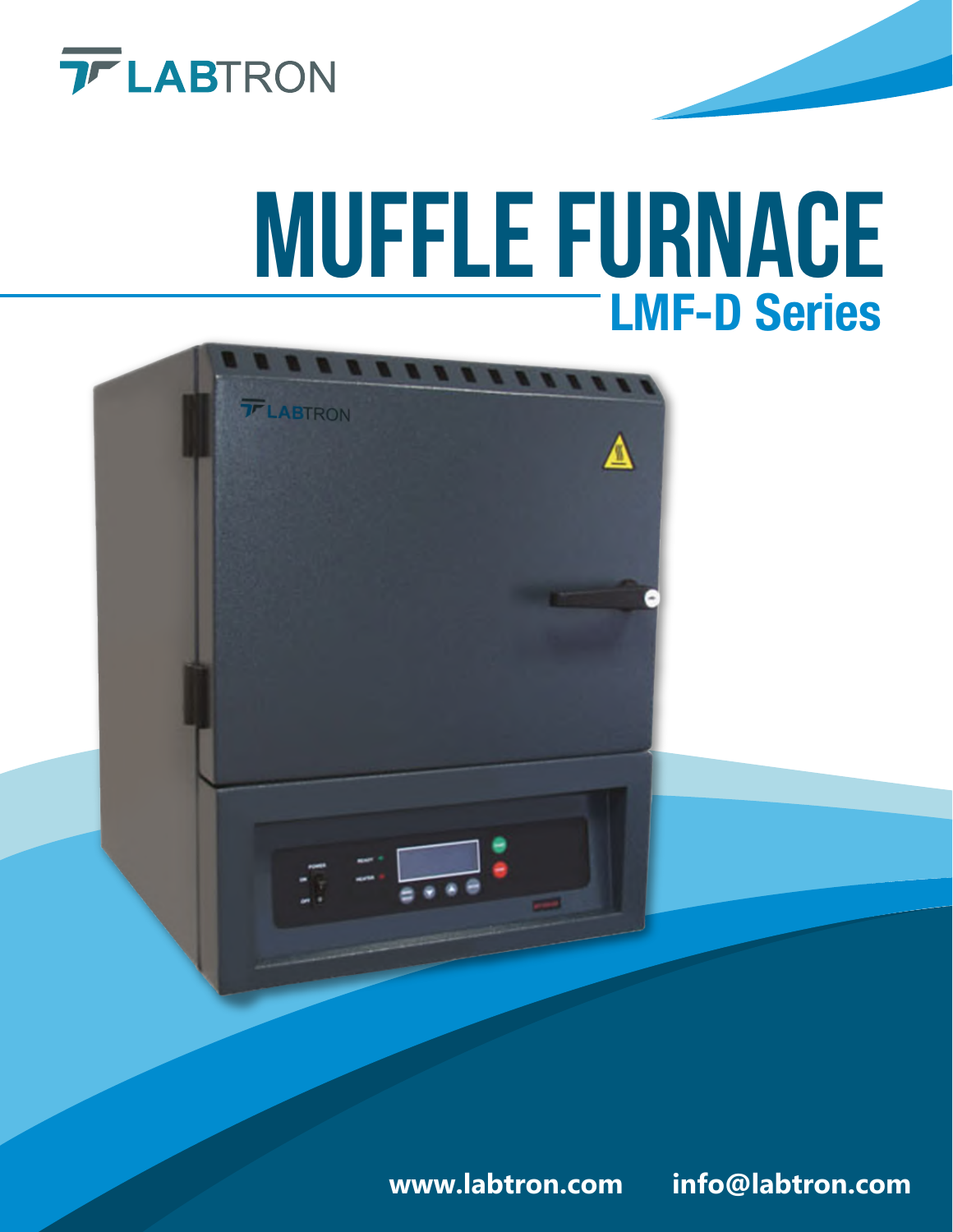LABTRON

# MUFFLE FURNACE

## LMF-D Series

www.labtron.com info@labtron.com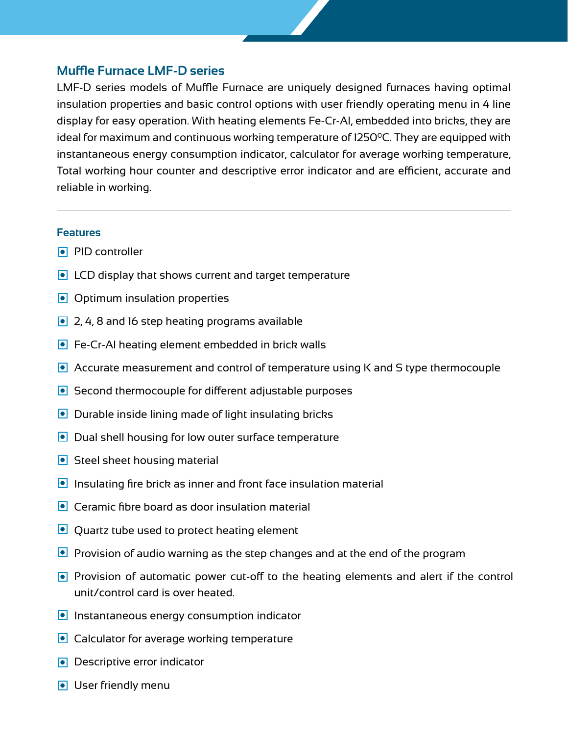## Muffle Furnace LMF-D series

LMF-D series models of Muffle Furnace are uniquely designed furnaces having optimal insulation properties and basic control options with user friendly operating menu in 4 line display for easy operation. With heating elements Fe-Cr-Al, embedded into bricks, they are ideal for maximum and continuous working temperature of 1250$^0$C. They are equipped with instantaneous energy consumption indicator, calculator for average working temperature, Total working hour counter and descriptive error indicator and are efficient, accurate and reliable in working.

---

### Features

- PID controller
- LCD display that shows current and target temperature
- Optimum insulation properties
- 2, 4, 8 and 16 step heating programs available
- Fe-Cr-Al heating element embedded in brick walls
- Accurate measurement and control of temperature using K and S type thermocouple
- Second thermocouple for different adjustable purposes
- Durable inside lining made of light insulating bricks
- Dual shell housing for low outer surface temperature
- Steel sheet housing material
- Insulating fire brick as inner and front face insulation material
- Ceramic fibre board as door insulation material
- Quartz tube used to protect heating element
- Provision of audio warning as the step changes and at the end of the program
- Provision of automatic power cut-off to the heating elements and alert if the control unit/control card is over heated.
- Instantaneous energy consumption indicator
- Calculator for average working temperature
- Descriptive error indicator
- User friendly menu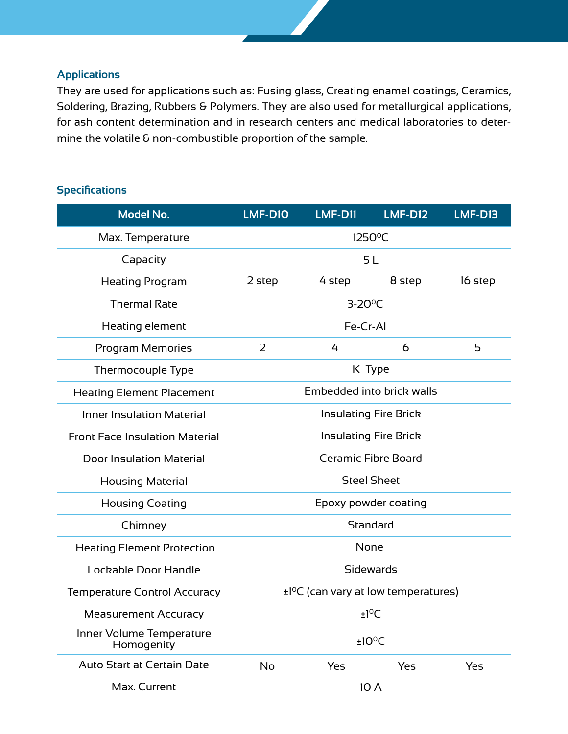## Applications

They are used for applications such as: Fusing glass, Creating enamel coatings, Ceramics, Soldering, Brazing, Rubbers & Polymers. They are also used for metallurgical applications, for ash content determination and in research centers and medical laboratories to determine the volatile & non-combustible proportion of the sample.

## Specifications

| Model No. | LMF-D10 | LMF-D11 | LMF-D12 | LMF-D13 |
|---|---|---|---|---|
| Max. Temperature | 1250°C | | | |
| Capacity | 5 L | | | |
| Heating Program | 2 step | 4 step | 8 step | 16 step |
| Thermal Rate | 3-20°C | | | |
| Heating element | Fe-Cr-Al | | | |
| Program Memories | 2 | 4 | 6 | 5 |
| Thermocouple Type | K Type | | | |
| Heating Element Placement | Embedded into brick walls | | | |
| Inner Insulation Material | Insulating Fire Brick | | | |
| Front Face Insulation Material | Insulating Fire Brick | | | |
| Door Insulation Material | Ceramic Fibre Board | | | |
| Housing Material | Steel Sheet | | | |
| Housing Coating | Epoxy powder coating | | | |
| Chimney | Standard | | | |
| Heating Element Protection | None | | | |
| Lockable Door Handle | Sidewards | | | |
| Temperature Control Accuracy | ±1°C (can vary at low temperatures) | | | |
| Measurement Accuracy | ±1°C | | | |
| Inner Volume Temperature Homogenity | ±10°C | | | |
| Auto Start at Certain Date | No | Yes | Yes | Yes |
| Max. Current | 10 A | | | |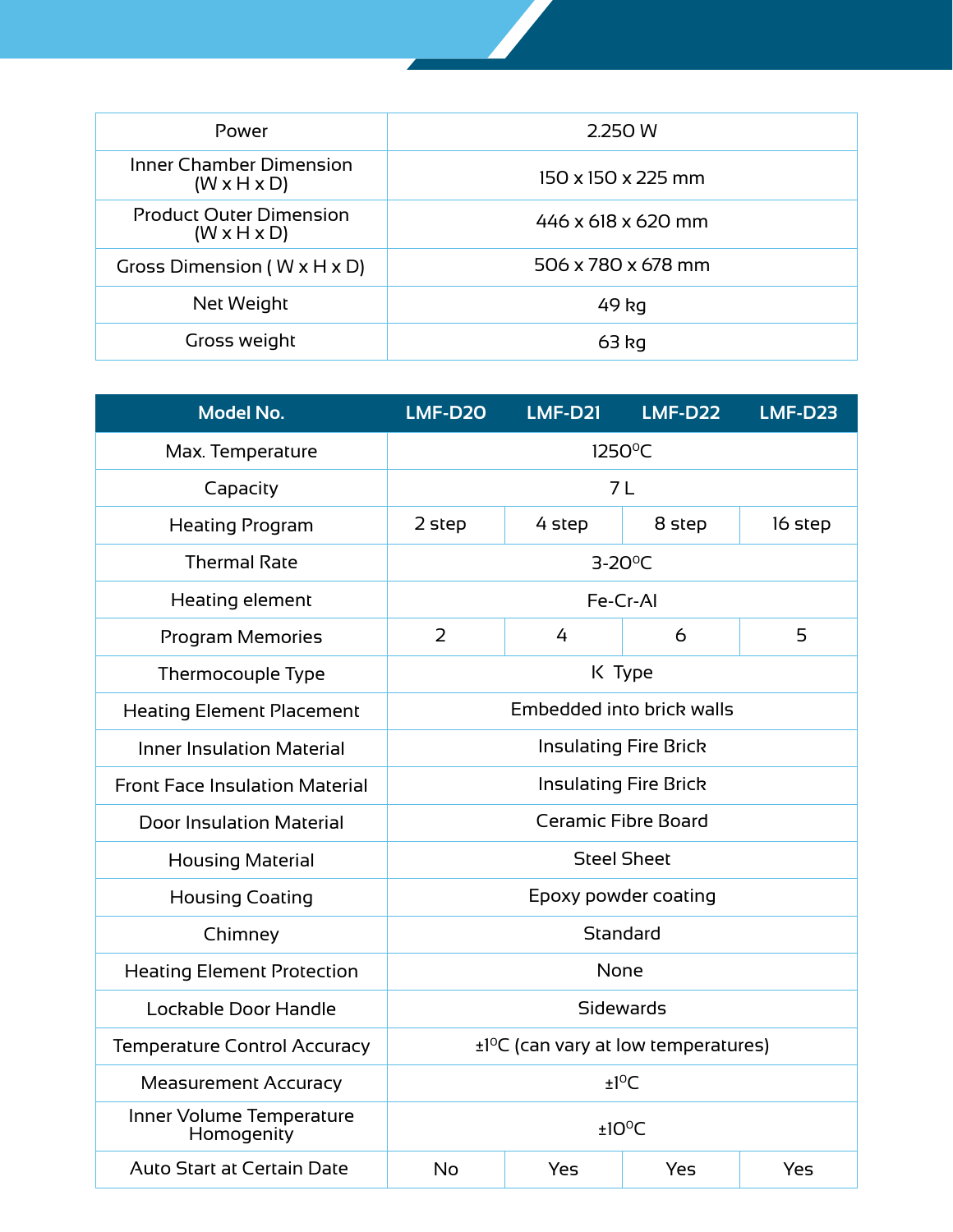| Power | 2.250 W |
| --- | --- |
| Inner Chamber Dimension (W x H x D) | 150 x 150 x 225 mm |
| Product Outer Dimension (W x H x D) | 446 x 618 x 620 mm |
| Gross Dimension ( W x H x D) | 506 x 780 x 678 mm |
| Net Weight | 49 kg |
| Gross weight | 63 kg |

| Model No. | LMF-D20 | LMF-D21 | LMF-D22 | LMF-D23 |
| --- | --- | --- | --- | --- |
| Max. Temperature | 1250⁰C | | | |
| Capacity | 7 L | | | |
| Heating Program | 2 step | 4 step | 8 step | 16 step |
| Thermal Rate | 3-20⁰C | | | |
| Heating element | Fe-Cr-Al | | | |
| Program Memories | 2 | 4 | 6 | 5 |
| Thermocouple Type | K Type | | | |
| Heating Element Placement | Embedded into brick walls | | | |
| Inner Insulation Material | Insulating Fire Brick | | | |
| Front Face Insulation Material | Insulating Fire Brick | | | |
| Door Insulation Material | Ceramic Fibre Board | | | |
| Housing Material | Steel Sheet | | | |
| Housing Coating | Epoxy powder coating | | | |
| Chimney | Standard | | | |
| Heating Element Protection | None | | | |
| Lockable Door Handle | Sidewards | | | |
| Temperature Control Accuracy | ±1⁰C (can vary at low temperatures) | | | |
| Measurement Accuracy | ±1⁰C | | | |
| Inner Volume Temperature Homogenity | ±10⁰C | | | |
| Auto Start at Certain Date | No | Yes | Yes | Yes |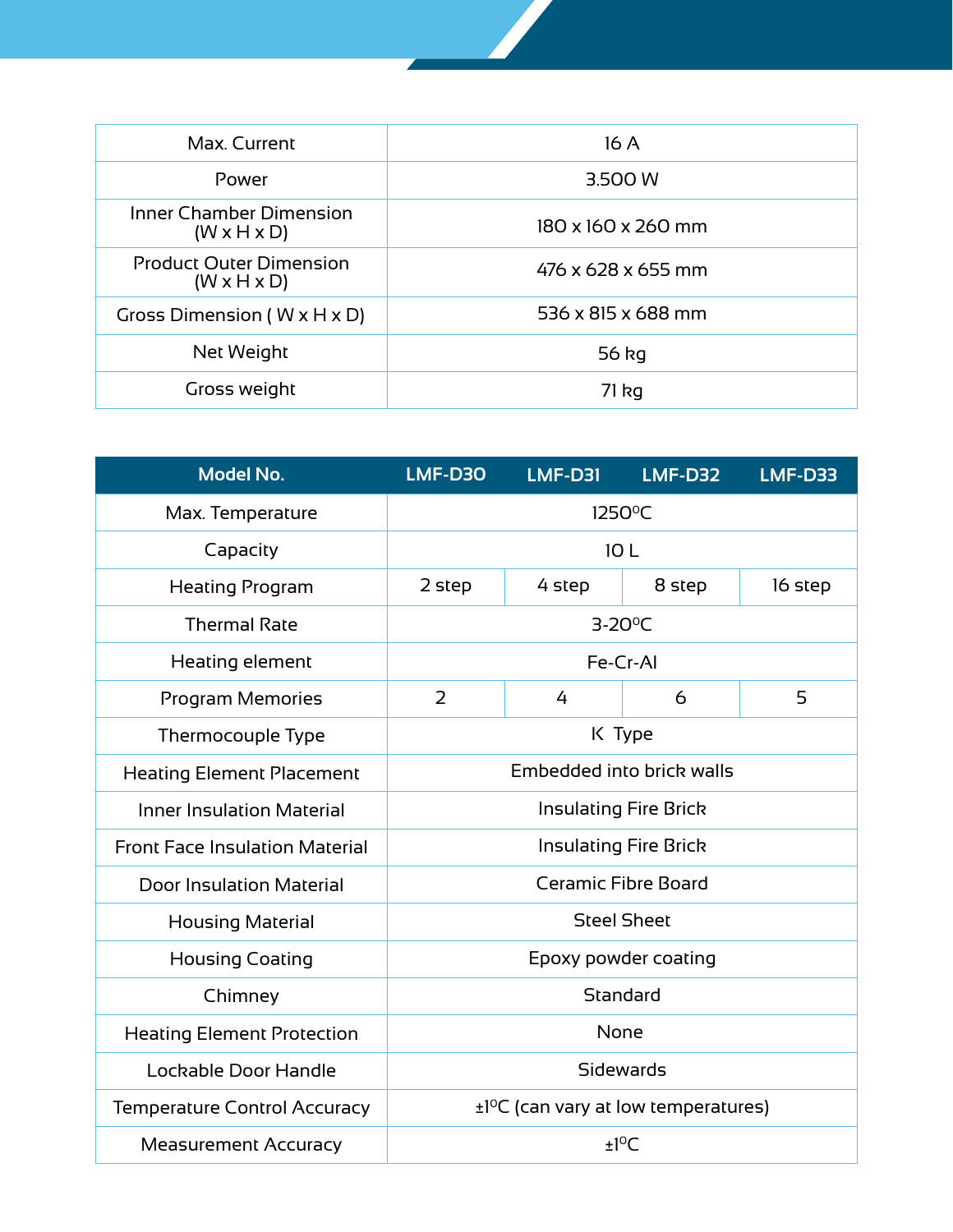| Max. Current | 16 A |
|---|---|
| Power | 3.500 W |
| Inner Chamber Dimension (W x H x D) | 180 x 160 x 260 mm |
| Product Outer Dimension (W x H x D) | 476 x 628 x 655 mm |
| Gross Dimension ( W x H x D) | 536 x 815 x 688 mm |
| Net Weight | 56 kg |
| Gross weight | 71 kg |

| Model No. | LMF-D30 | LMF-D31 | LMF-D32 | LMF-D33 |
|---|---|---|---|---|
| Max. Temperature | 1250°C | | | |
| Capacity | 10 L | | | |
| Heating Program | 2 step | 4 step | 8 step | 16 step |
| Thermal Rate | 3-20°C | | | |
| Heating element | Fe-Cr-Al | | | |
| Program Memories | 2 | 4 | 6 | 5 |
| Thermocouple Type | K Type | | | |
| Heating Element Placement | Embedded into brick walls | | | |
| Inner Insulation Material | Insulating Fire Brick | | | |
| Front Face Insulation Material | Insulating Fire Brick | | | |
| Door Insulation Material | Ceramic Fibre Board | | | |
| Housing Material | Steel Sheet | | | |
| Housing Coating | Epoxy powder coating | | | |
| Chimney | Standard | | | |
| Heating Element Protection | None | | | |
| Lockable Door Handle | Sidewards | | | |
| Temperature Control Accuracy | ±1°C (can vary at low temperatures) | | | |
| Measurement Accuracy | ±1°C | | | |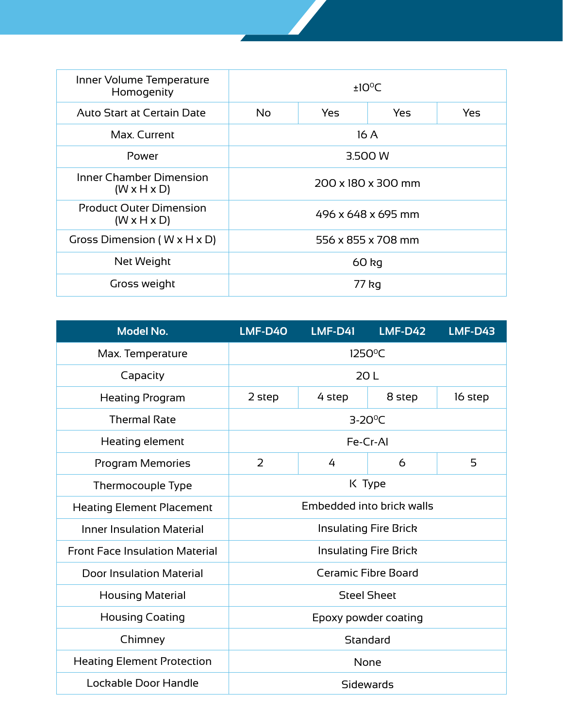| | | | | |
|---|---|---|---|---|
| Inner Volume Temperature Homogenity | ±10°C | | | |
| Auto Start at Certain Date | No | Yes | Yes | Yes |
| Max. Current | 16 A | | | |
| Power | 3.500 W | | | |
| Inner Chamber Dimension (W x H x D) | 200 x 180 x 300 mm | | | |
| Product Outer Dimension (W x H x D) | 496 x 648 x 695 mm | | | |
| Gross Dimension ( W x H x D) | 556 x 855 x 708 mm | | | |
| Net Weight | 60 kg | | | |
| Gross weight | 77 kg | | | |

| Model No. | LMF-D40 | LMF-D41 | LMF-D42 | LMF-D43 |
|---|---|---|---|---|
| Max. Temperature | 1250°C | | | |
| Capacity | 20 L | | | |
| Heating Program | 2 step | 4 step | 8 step | 16 step |
| Thermal Rate | 3-20°C | | | |
| Heating element | Fe-Cr-Al | | | |
| Program Memories | 2 | 4 | 6 | 5 |
| Thermocouple Type | K Type | | | |
| Heating Element Placement | Embedded into brick walls | | | |
| Inner Insulation Material | Insulating Fire Brick | | | |
| Front Face Insulation Material | Insulating Fire Brick | | | |
| Door Insulation Material | Ceramic Fibre Board | | | |
| Housing Material | Steel Sheet | | | |
| Housing Coating | Epoxy powder coating | | | |
| Chimney | Standard | | | |
| Heating Element Protection | None | | | |
| Lockable Door Handle | Sidewards | | | |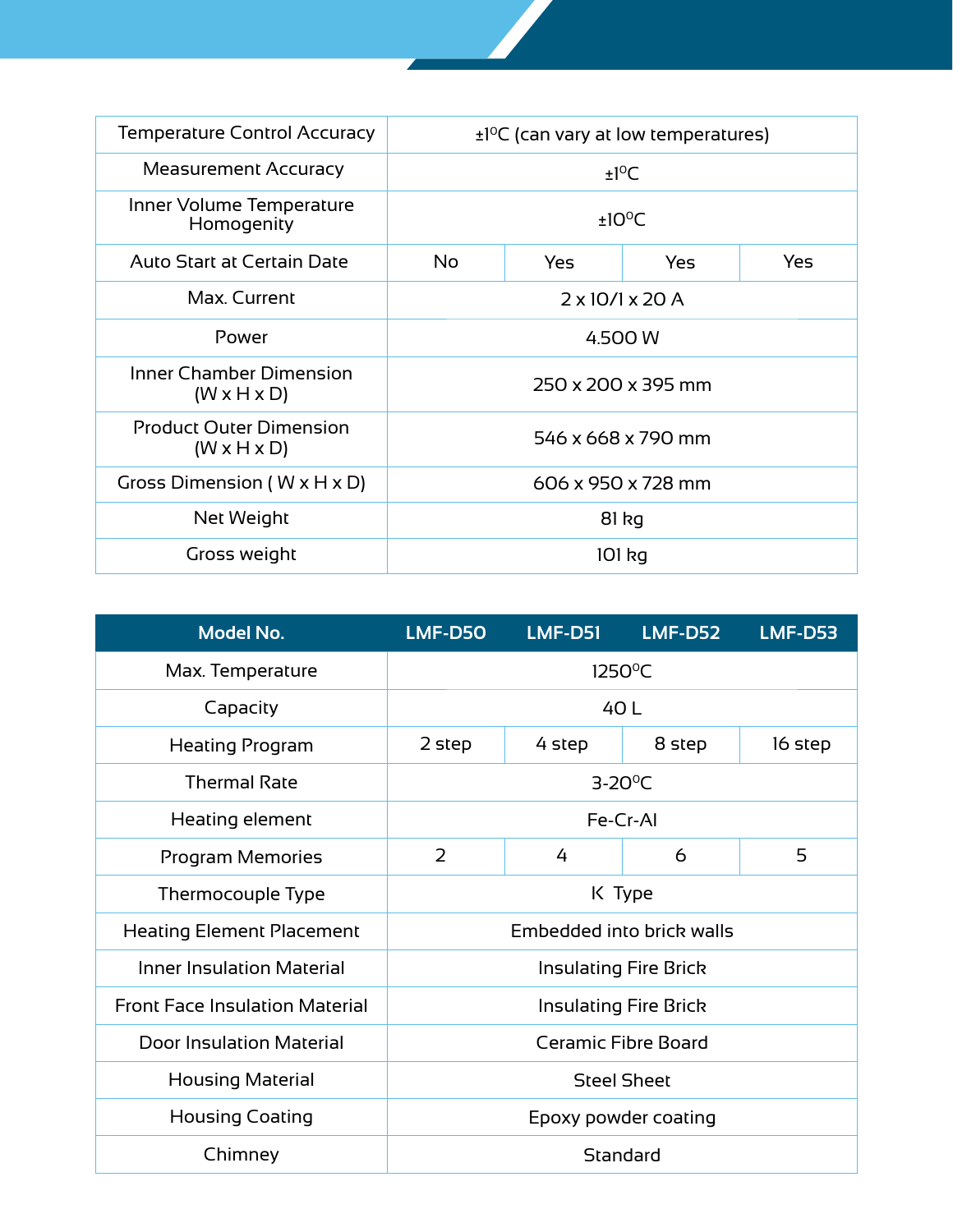| | | | | |
|---|---|---|---|---|
| Temperature Control Accuracy | ±1$^{0}$C (can vary at low temperatures) | | | |
| Measurement Accuracy | ±1$^{0}$C | | | |
| Inner Volume Temperature Homogenity | ±10$^{0}$C | | | |
| Auto Start at Certain Date | No | Yes | Yes | Yes |
| Max. Current | 2 x 10/1 x 20 A | | | |
| Power | 4.500 W | | | |
| Inner Chamber Dimension (W x H x D) | 250 x 200 x 395 mm | | | |
| Product Outer Dimension (W x H x D) | 546 x 668 x 790 mm | | | |
| Gross Dimension ( W x H x D) | 606 x 950 x 728 mm | | | |
| Net Weight | 81 kg | | | |
| Gross weight | 101 kg | | | |

| Model No. | LMF-D50 | LMF-D51 | LMF-D52 | LMF-D53 |
|---|---|---|---|---|
| Max. Temperature | 1250$^{0}$C | | | |
| Capacity | 40 L | | | |
| Heating Program | 2 step | 4 step | 8 step | 16 step |
| Thermal Rate | 3-20$^{0}$C | | | |
| Heating element | Fe-Cr-Al | | | |
| Program Memories | 2 | 4 | 6 | 5 |
| Thermocouple Type | K Type | | | |
| Heating Element Placement | Embedded into brick walls | | | |
| Inner Insulation Material | Insulating Fire Brick | | | |
| Front Face Insulation Material | Insulating Fire Brick | | | |
| Door Insulation Material | Ceramic Fibre Board | | | |
| Housing Material | Steel Sheet | | | |
| Housing Coating | Epoxy powder coating | | | |
| Chimney | Standard | | | |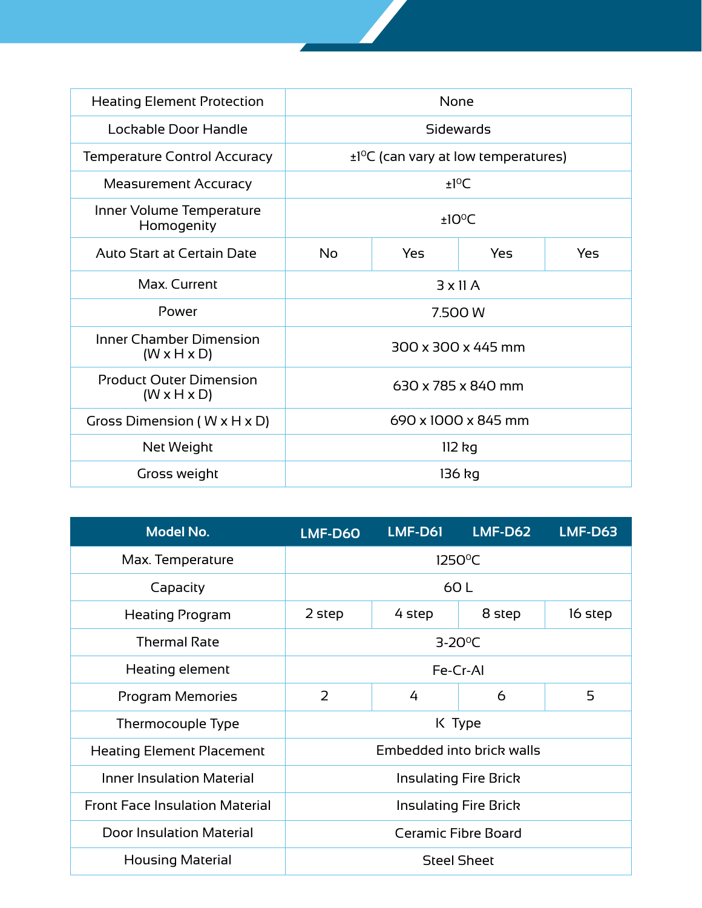| | | | | |
|---|---|---|---|---|
| Heating Element Protection | None | | | |
| Lockable Door Handle | Sidewards | | | |
| Temperature Control Accuracy | ±1°C (can vary at low temperatures) | | | |
| Measurement Accuracy | ±1°C | | | |
| Inner Volume Temperature Homogenity | ±10°C | | | |
| Auto Start at Certain Date | No | Yes | Yes | Yes |
| Max. Current | 3 x 11 A | | | |
| Power | 7.500 W | | | |
| Inner Chamber Dimension (W x H x D) | 300 x 300 x 445 mm | | | |
| Product Outer Dimension (W x H x D) | 630 x 785 x 840 mm | | | |
| Gross Dimension ( W x H x D) | 690 x 1000 x 845 mm | | | |
| Net Weight | 112 kg | | | |
| Gross weight | 136 kg | | | |

| Model No. | LMF-D60 | LMF-D61 | LMF-D62 | LMF-D63 |
|---|---|---|---|---|
| Max. Temperature | 1250°C | | | |
| Capacity | 60 L | | | |
| Heating Program | 2 step | 4 step | 8 step | 16 step |
| Thermal Rate | 3-20°C | | | |
| Heating element | Fe-Cr-Al | | | |
| Program Memories | 2 | 4 | 6 | 5 |
| Thermocouple Type | K Type | | | |
| Heating Element Placement | Embedded into brick walls | | | |
| Inner Insulation Material | Insulating Fire Brick | | | |
| Front Face Insulation Material | Insulating Fire Brick | | | |
| Door Insulation Material | Ceramic Fibre Board | | | |
| Housing Material | Steel Sheet | | | |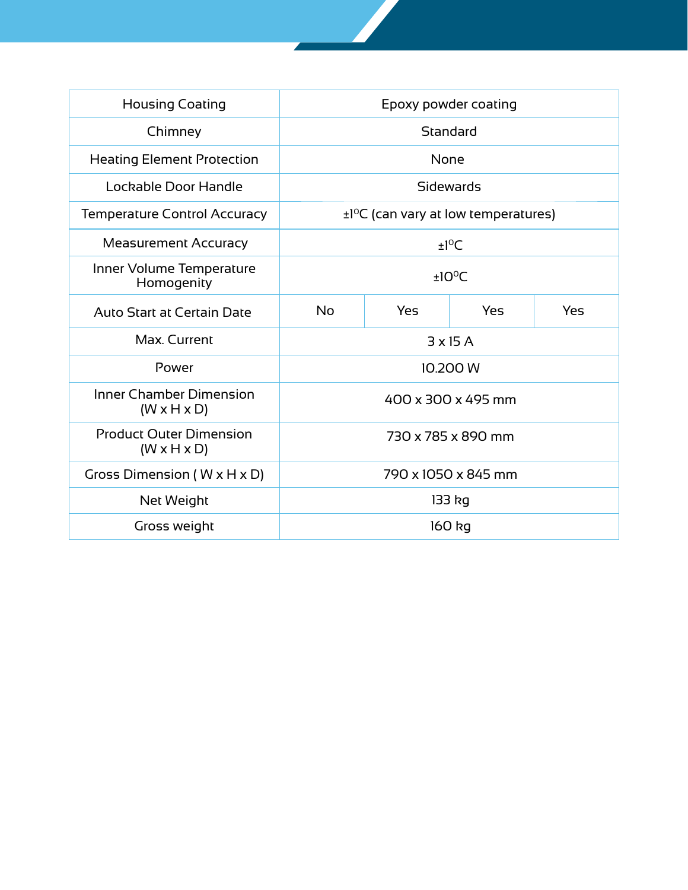| Housing Coating | Epoxy powder coating | | | |
|---|---|---|---|---|
| Chimney | Standard | | | |
| Heating Element Protection | None | | | |
| Lockable Door Handle | Sidewards | | | |
| Temperature Control Accuracy | ±1$^{0}$C (can vary at low temperatures) | | | |
| Measurement Accuracy | ±1$^{0}$C | | | |
| Inner Volume Temperature Homogenity | ±10$^{0}$C | | | |
| Auto Start at Certain Date | No | Yes | Yes | Yes |
| Max. Current | 3 x 15 A | | | |
| Power | 10.200 W | | | |
| Inner Chamber Dimension (W x H x D) | 400 x 300 x 495 mm | | | |
| Product Outer Dimension (W x H x D) | 730 x 785 x 890 mm | | | |
| Gross Dimension ( W x H x D) | 790 x 1050 x 845 mm | | | |
| Net Weight | 133 kg | | | |
| Gross weight | 160 kg | | | |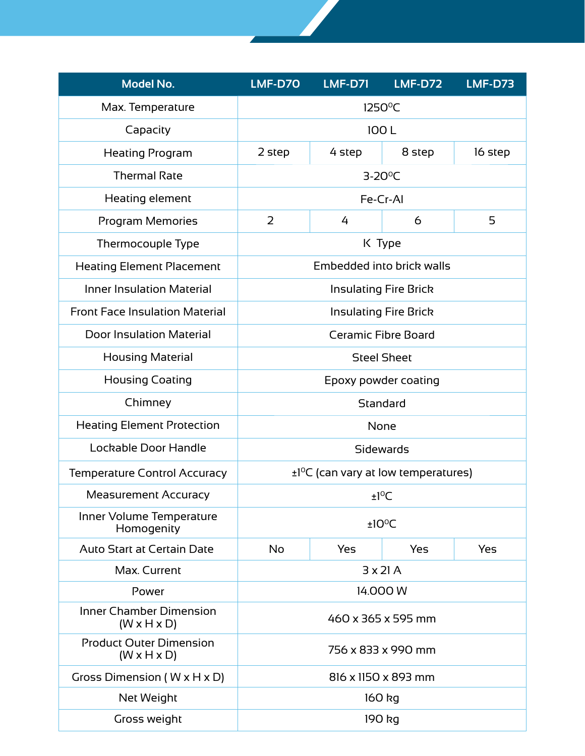| Model No. | LMF-D70 | LMF-D71 | LMF-D72 | LMF-D73 |
|---|---|---|---|---|
| Max. Temperature | 1250°C | | | |
| Capacity | 100 L | | | |
| Heating Program | 2 step | 4 step | 8 step | 16 step |
| Thermal Rate | 3-20°C | | | |
| Heating element | Fe-Cr-Al | | | |
| Program Memories | 2 | 4 | 6 | 5 |
| Thermocouple Type | K Type | | | |
| Heating Element Placement | Embedded into brick walls | | | |
| Inner Insulation Material | Insulating Fire Brick | | | |
| Front Face Insulation Material | Insulating Fire Brick | | | |
| Door Insulation Material | Ceramic Fibre Board | | | |
| Housing Material | Steel Sheet | | | |
| Housing Coating | Epoxy powder coating | | | |
| Chimney | Standard | | | |
| Heating Element Protection | None | | | |
| Lockable Door Handle | Sidewards | | | |
| Temperature Control Accuracy | ±1°C (can vary at low temperatures) | | | |
| Measurement Accuracy | ±1°C | | | |
| Inner Volume Temperature Homogenity | ±10°C | | | |
| Auto Start at Certain Date | No | Yes | Yes | Yes |
| Max. Current | 3 x 21 A | | | |
| Power | 14.000 W | | | |
| Inner Chamber Dimension (W x H x D) | 460 x 365 x 595 mm | | | |
| Product Outer Dimension (W x H x D) | 756 x 833 x 990 mm | | | |
| Gross Dimension ( W x H x D) | 816 x 1150 x 893 mm | | | |
| Net Weight | 160 kg | | | |
| Gross weight | 190 kg | | | |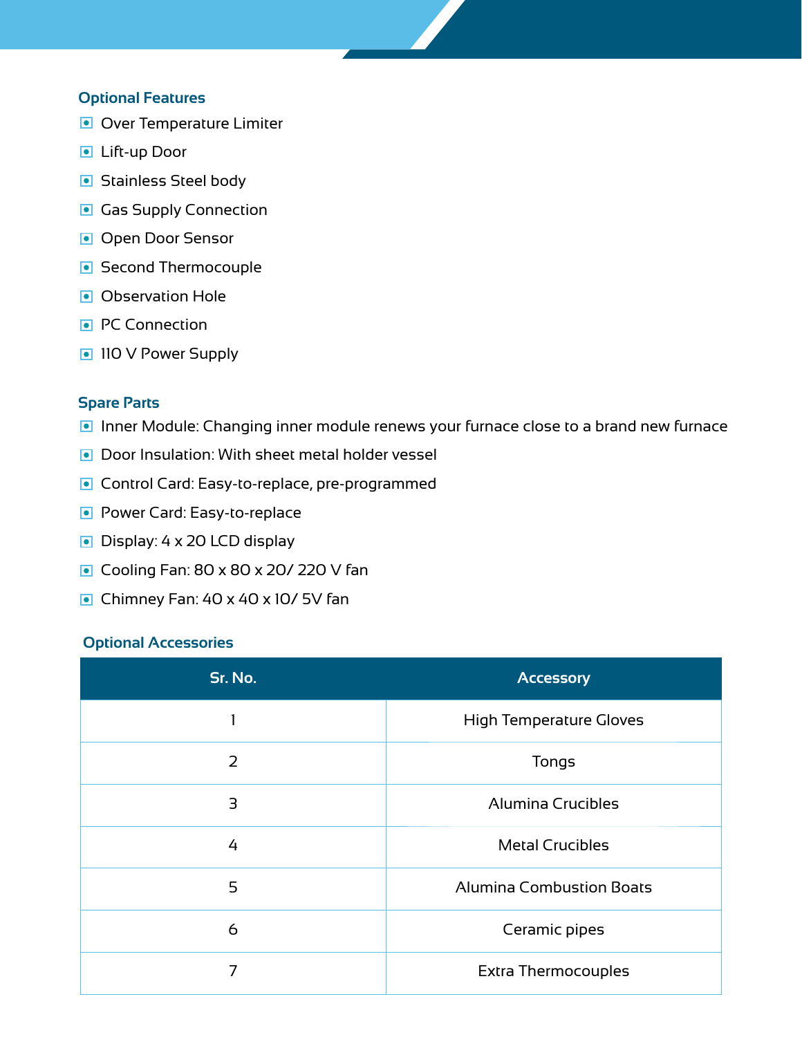## Optional Features

- Over Temperature Limiter
- Lift-up Door
- Stainless Steel body
- Gas Supply Connection
- Open Door Sensor
- Second Thermocouple
- Observation Hole
- PC Connection
- 110 V Power Supply

## Spare Parts

- Inner Module: Changing inner module renews your furnace close to a brand new furnace
- Door Insulation: With sheet metal holder vessel
- Control Card: Easy-to-replace, pre-programmed
- Power Card: Easy-to-replace
- Display: 4 x 20 LCD display
- Cooling Fan: 80 x 80 x 20/ 220 V fan
- Chimney Fan: 40 x 40 x 10/ 5V fan

## Optional Accessories

| Sr. No. | Accessory |
|---|---|
| 1 | High Temperature Gloves |
| 2 | Tongs |
| 3 | Alumina Crucibles |
| 4 | Metal Crucibles |
| 5 | Alumina Combustion Boats |
| 6 | Ceramic pipes |
| 7 | Extra Thermocouples |